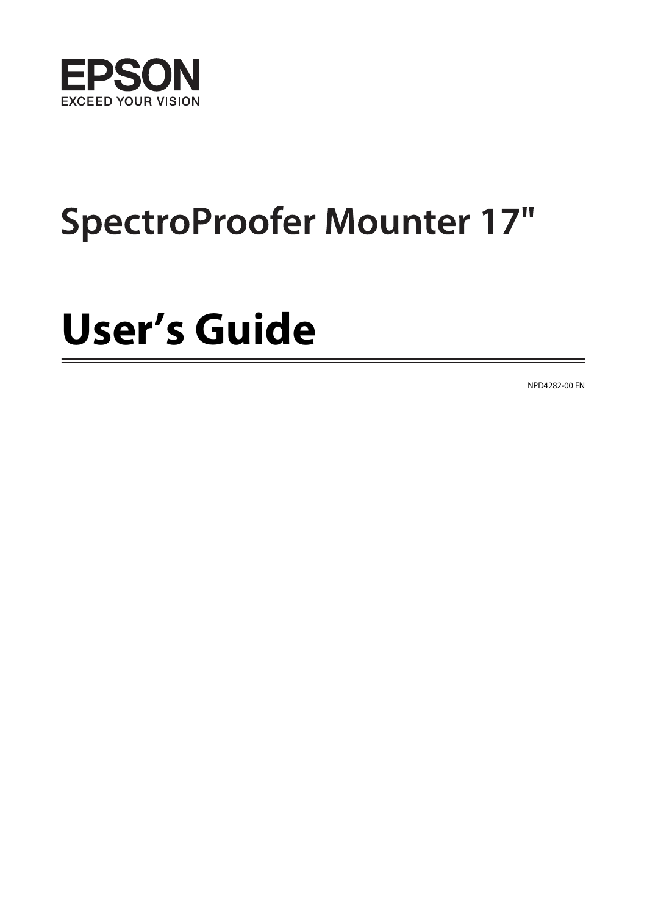EPSON

EXCEED YOUR VISION

# SpectroProofer Mounter 17"

# User's Guide

NPD4282-00 EN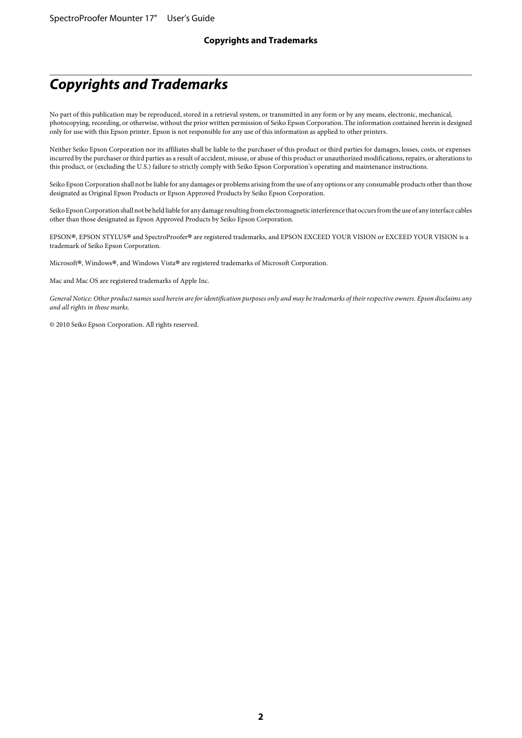# Copyrights and Trademarks

No part of this publication may be reproduced, stored in a retrieval system, or transmitted in any form or by any means, electronic, mechanical, photocopying, recording, or otherwise, without the prior written permission of Seiko Epson Corporation. The information contained herein is designed only for use with this Epson printer. Epson is not responsible for any use of this information as applied to other printers.

Neither Seiko Epson Corporation nor its affiliates shall be liable to the purchaser of this product or third parties for damages, losses, costs, or expenses incurred by the purchaser or third parties as a result of accident, misuse, or abuse of this product or unauthorized modifications, repairs, or alterations to this product, or (excluding the U.S.) failure to strictly comply with Seiko Epson Corporation's operating and maintenance instructions.

Seiko Epson Corporation shall not be liable for any damages or problems arising from the use of any options or any consumable products other than those designated as Original Epson Products or Epson Approved Products by Seiko Epson Corporation.

Seiko Epson Corporation shall not be held liable for any damage resulting from electromagnetic interference that occurs from the use of any interface cables other than those designated as Epson Approved Products by Seiko Epson Corporation.

EPSON®, EPSON STYLUS® and SpectroProofer® are registered trademarks, and EPSON EXCEED YOUR VISION or EXCEED YOUR VISION is a trademark of Seiko Epson Corporation.

Microsoft®, Windows®, and Windows Vista® are registered trademarks of Microsoft Corporation.

Mac and Mac OS are registered trademarks of Apple Inc.

*General Notice: Other product names used herein are for identification purposes only and may be trademarks of their respective owners. Epson disclaims any and all rights in those marks.*

© 2010 Seiko Epson Corporation. All rights reserved.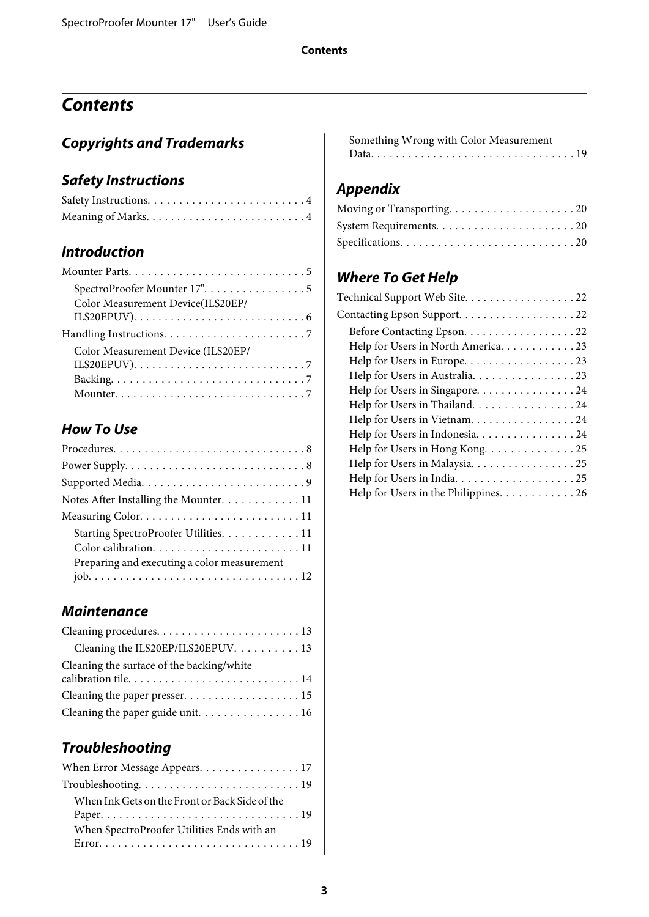# Contents

## Copyrights and Trademarks

## Safety Instructions

Safety Instructions. . . . . . . . . . . . . . . . . . . . . . . . . 4
Meaning of Marks. . . . . . . . . . . . . . . . . . . . . . . . . . 4

## Introduction

Mounter Parts. . . . . . . . . . . . . . . . . . . . . . . . . . . . 5
- SpectroProofer Mounter 17". . . . . . . . . . . . . . . . 5
- Color Measurement Device(ILS20EP/ILS20EPUV). . . . . . . . . . . . . . . . . . . . . . . . . . . . 6

Handling Instructions. . . . . . . . . . . . . . . . . . . . . . . 7
- Color Measurement Device (ILS20EP/ILS20EPUV). . . . . . . . . . . . . . . . . . . . . . . . . . . . 7
- Backing. . . . . . . . . . . . . . . . . . . . . . . . . . . . . . . 7
- Mounter. . . . . . . . . . . . . . . . . . . . . . . . . . . . . . . 7

## How To Use

Procedures. . . . . . . . . . . . . . . . . . . . . . . . . . . . . . . 8
Power Supply. . . . . . . . . . . . . . . . . . . . . . . . . . . . . 8
Supported Media. . . . . . . . . . . . . . . . . . . . . . . . . . 9
Notes After Installing the Mounter. . . . . . . . . . . . 11
Measuring Color. . . . . . . . . . . . . . . . . . . . . . . . . . 11
- Starting SpectroProofer Utilities. . . . . . . . . . . . 11
- Color calibration. . . . . . . . . . . . . . . . . . . . . . . . 11
- Preparing and executing a color measurement job. . . . . . . . . . . . . . . . . . . . . . . . . . . . . . . . . . 12

## Maintenance

Cleaning procedures. . . . . . . . . . . . . . . . . . . . . . . 13
- Cleaning the ILS20EP/ILS20EPUV. . . . . . . . . . 13

Cleaning the surface of the backing/white calibration tile. . . . . . . . . . . . . . . . . . . . . . . . . . . 14
Cleaning the paper presser. . . . . . . . . . . . . . . . . . . 15
Cleaning the paper guide unit. . . . . . . . . . . . . . . . 16

## Troubleshooting

When Error Message Appears. . . . . . . . . . . . . . . . 17
Troubleshooting. . . . . . . . . . . . . . . . . . . . . . . . . . 19
- When Ink Gets on the Front or Back Side of the Paper. . . . . . . . . . . . . . . . . . . . . . . . . . . . . . . . 19
- When SpectroProofer Utilities Ends with an Error. . . . . . . . . . . . . . . . . . . . . . . . . . . . . . . . 19
- Something Wrong with Color Measurement Data. . . . . . . . . . . . . . . . . . . . . . . . . . . . . . . . 19

## Appendix

Moving or Transporting. . . . . . . . . . . . . . . . . . . . 20
System Requirements. . . . . . . . . . . . . . . . . . . . . . 20
Specifications. . . . . . . . . . . . . . . . . . . . . . . . . . . 20

## Where To Get Help

Technical Support Web Site. . . . . . . . . . . . . . . . . . 22
Contacting Epson Support. . . . . . . . . . . . . . . . . . . 22
- Before Contacting Epson. . . . . . . . . . . . . . . . . . 22
- Help for Users in North America. . . . . . . . . . . . 23
- Help for Users in Europe. . . . . . . . . . . . . . . . . . 23
- Help for Users in Australia. . . . . . . . . . . . . . . . 23
- Help for Users in Singapore. . . . . . . . . . . . . . . . 24
- Help for Users in Thailand. . . . . . . . . . . . . . . . 24
- Help for Users in Vietnam. . . . . . . . . . . . . . . . . 24
- Help for Users in Indonesia. . . . . . . . . . . . . . . . 24
- Help for Users in Hong Kong. . . . . . . . . . . . . . 25
- Help for Users in Malaysia. . . . . . . . . . . . . . . . 25
- Help for Users in India. . . . . . . . . . . . . . . . . . . 25
- Help for Users in the Philippines. . . . . . . . . . . . 26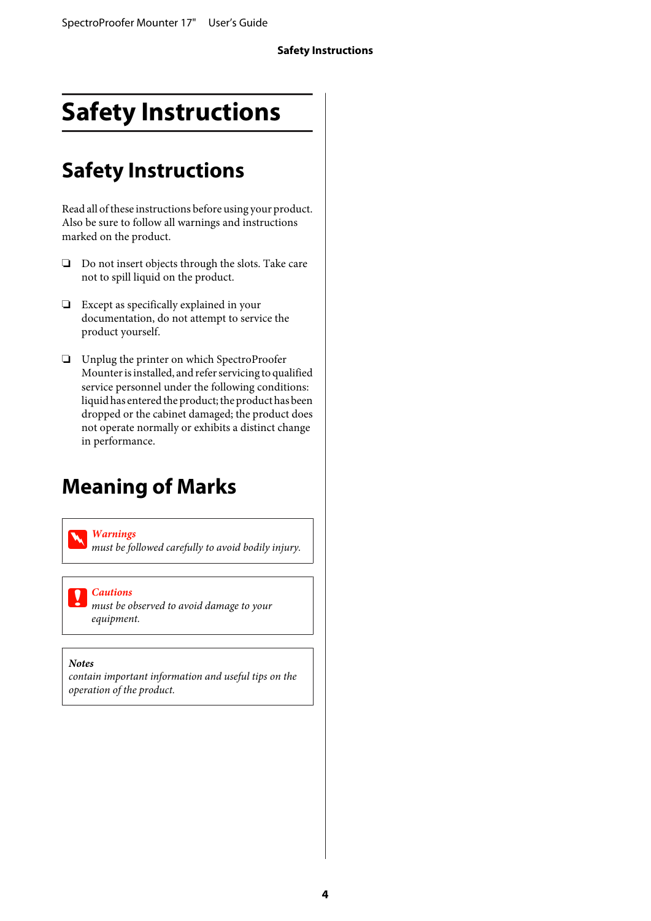# Safety Instructions

## Safety Instructions

Read all of these instructions before using your product. Also be sure to follow all warnings and instructions marked on the product.

- Do not insert objects through the slots. Take care not to spill liquid on the product.
- Except as specifically explained in your documentation, do not attempt to service the product yourself.
- Unplug the printer on which SpectroProofer Mounter is installed, and refer servicing to qualified service personnel under the following conditions: liquid has entered the product; the product has been dropped or the cabinet damaged; the product does not operate normally or exhibits a distinct change in performance.

## Meaning of Marks

> ***Warnings***
> *must be followed carefully to avoid bodily injury.*

> ***Cautions***
> *must be observed to avoid damage to your equipment.*

> ***Notes***
> *contain important information and useful tips on the operation of the product.*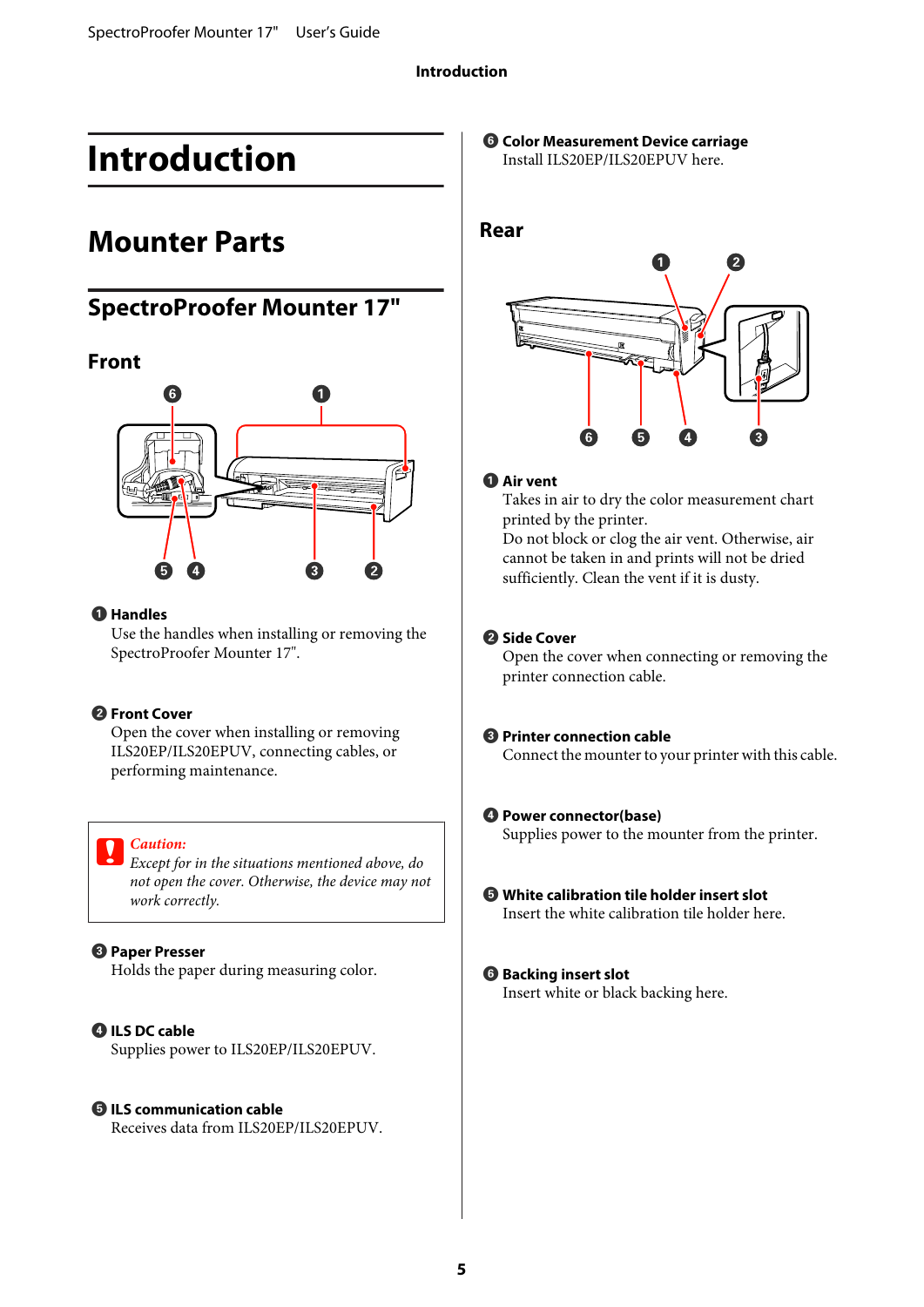# Introduction

## Mounter Parts

### SpectroProofer Mounter 17"

#### Front

❶ **Handles**
Use the handles when installing or removing the SpectroProofer Mounter 17".

❷ **Front Cover**
Open the cover when installing or removing ILS20EP/ILS20EPUV, connecting cables, or performing maintenance.

> **Caution:**
> *Except for in the situations mentioned above, do not open the cover. Otherwise, the device may not work correctly.*

❸ **Paper Presser**
Holds the paper during measuring color.

❹ **ILS DC cable**
Supplies power to ILS20EP/ILS20EPUV.

❺ **ILS communication cable**
Receives data from ILS20EP/ILS20EPUV.

❻ **Color Measurement Device carriage**
Install ILS20EP/ILS20EPUV here.

#### Rear

❶ **Air vent**
Takes in air to dry the color measurement chart printed by the printer.
Do not block or clog the air vent. Otherwise, air cannot be taken in and prints will not be dried sufficiently. Clean the vent if it is dusty.

❷ **Side Cover**
Open the cover when connecting or removing the printer connection cable.

❸ **Printer connection cable**
Connect the mounter to your printer with this cable.

❹ **Power connector(base)**
Supplies power to the mounter from the printer.

❺ **White calibration tile holder insert slot**
Insert the white calibration tile holder here.

❻ **Backing insert slot**
Insert white or black backing here.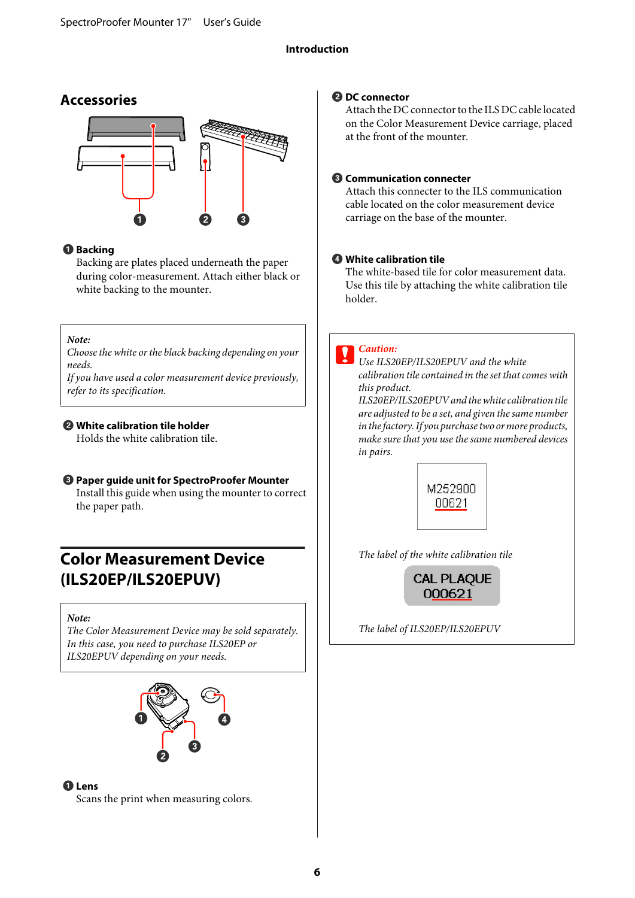## Accessories

**❶ Backing**
Backing are plates placed underneath the paper during color-measurement. Attach either black or white backing to the mounter.

> *Note:*
> *Choose the white or the black backing depending on your needs.*
> *If you have used a color measurement device previously, refer to its specification.*

**❷ White calibration tile holder**
Holds the white calibration tile.

**❸ Paper guide unit for SpectroProofer Mounter**
Install this guide when using the mounter to correct the paper path.

## Color Measurement Device (ILS20EP/ILS20EPUV)

> *Note:*
> *The Color Measurement Device may be sold separately. In this case, you need to purchase ILS20EP or ILS20EPUV depending on your needs.*

**❶ Lens**
Scans the print when measuring colors.

**❷ DC connector**
Attach the DC connector to the ILS DC cable located on the Color Measurement Device carriage, placed at the front of the mounter.

**❸ Communication connecter**
Attach this connecter to the ILS communication cable located on the color measurement device carriage on the base of the mounter.

**❹ White calibration tile**
The white-based tile for color measurement data. Use this tile by attaching the white calibration tile holder.

> *Caution:*
> *Use ILS20EP/ILS20EPUV and the white calibration tile contained in the set that comes with this product.*
> *ILS20EP/ILS20EPUV and the white calibration tile are adjusted to be a set, and given the same number in the factory. If you purchase two or more products, make sure that you use the same numbered devices in pairs.*
>
> M252900
> 00621
>
> *The label of the white calibration tile*
>
> CAL PLAQUE
> 000621
>
> *The label of ILS20EP/ILS20EPUV*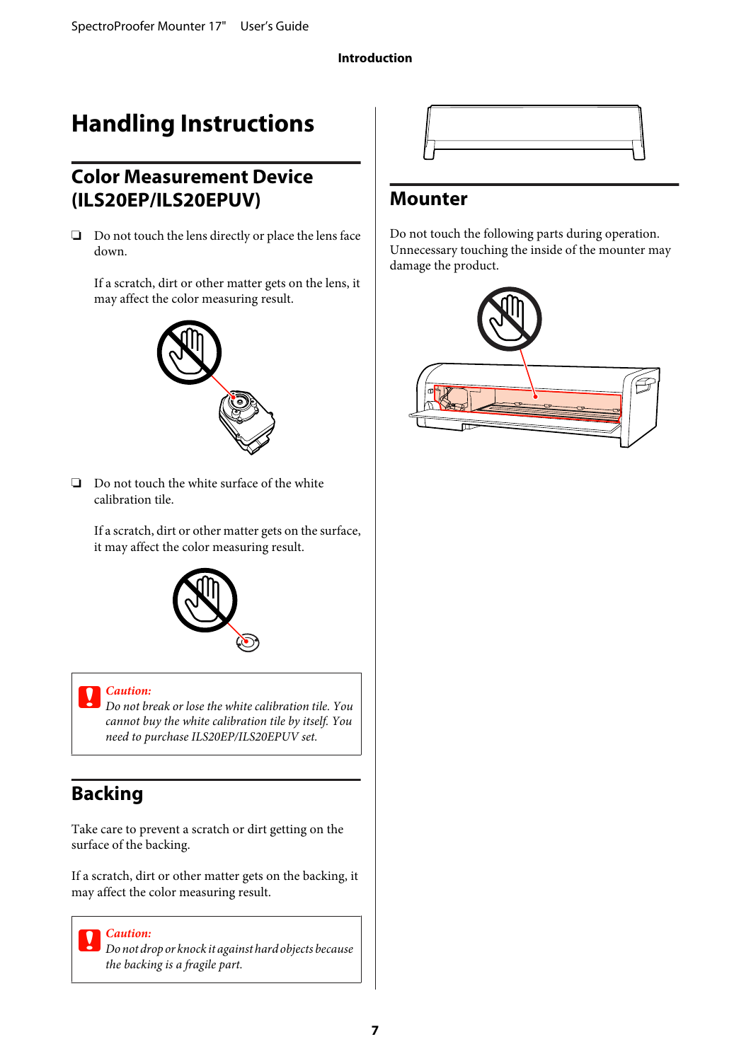# Handling Instructions

## Color Measurement Device (ILS20EP/ILS20EPUV)

- Do not touch the lens directly or place the lens face down.

  If a scratch, dirt or other matter gets on the lens, it may affect the color measuring result.

- Do not touch the white surface of the white calibration tile.

  If a scratch, dirt or other matter gets on the surface, it may affect the color measuring result.

> ***Caution:***
> *Do not break or lose the white calibration tile. You cannot buy the white calibration tile by itself. You need to purchase ILS20EP/ILS20EPUV set.*

## Backing

Take care to prevent a scratch or dirt getting on the surface of the backing.

If a scratch, dirt or other matter gets on the backing, it may affect the color measuring result.

> ***Caution:***
> *Do not drop or knock it against hard objects because the backing is a fragile part.*

## Mounter

Do not touch the following parts during operation. Unnecessary touching the inside of the mounter may damage the product.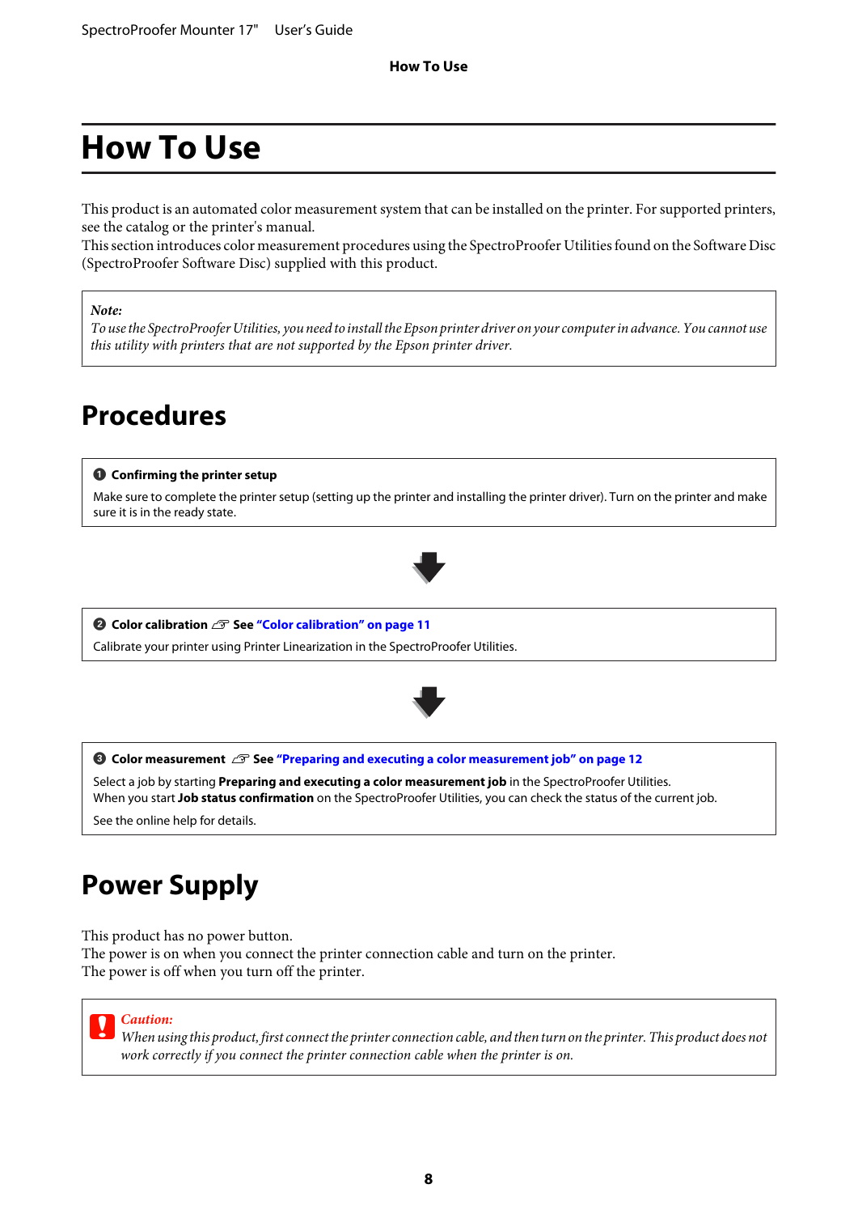# How To Use

This product is an automated color measurement system that can be installed on the printer. For supported printers, see the catalog or the printer's manual.
This section introduces color measurement procedures using the SpectroProofer Utilities found on the Software Disc (SpectroProofer Software Disc) supplied with this product.

> *Note:*
> *To use the SpectroProofer Utilities, you need to install the Epson printer driver on your computer in advance. You cannot use this utility with printers that are not supported by the Epson printer driver.*

## Procedures

**❶ Confirming the printer setup**

Make sure to complete the printer setup (setting up the printer and installing the printer driver). Turn on the printer and make sure it is in the ready state.

⬇

**❷ Color calibration** ☞ **See "Color calibration" on page 11**

Calibrate your printer using Printer Linearization in the SpectroProofer Utilities.

⬇

**❸ Color measurement** ☞ **See "Preparing and executing a color measurement job" on page 12**

Select a job by starting **Preparing and executing a color measurement job** in the SpectroProofer Utilities.
When you start **Job status confirmation** on the SpectroProofer Utilities, you can check the status of the current job.

See the online help for details.

## Power Supply

This product has no power button.
The power is on when you connect the printer connection cable and turn on the printer.
The power is off when you turn off the printer.

> *Caution:*
> *When using this product, first connect the printer connection cable, and then turn on the printer. This product does not work correctly if you connect the printer connection cable when the printer is on.*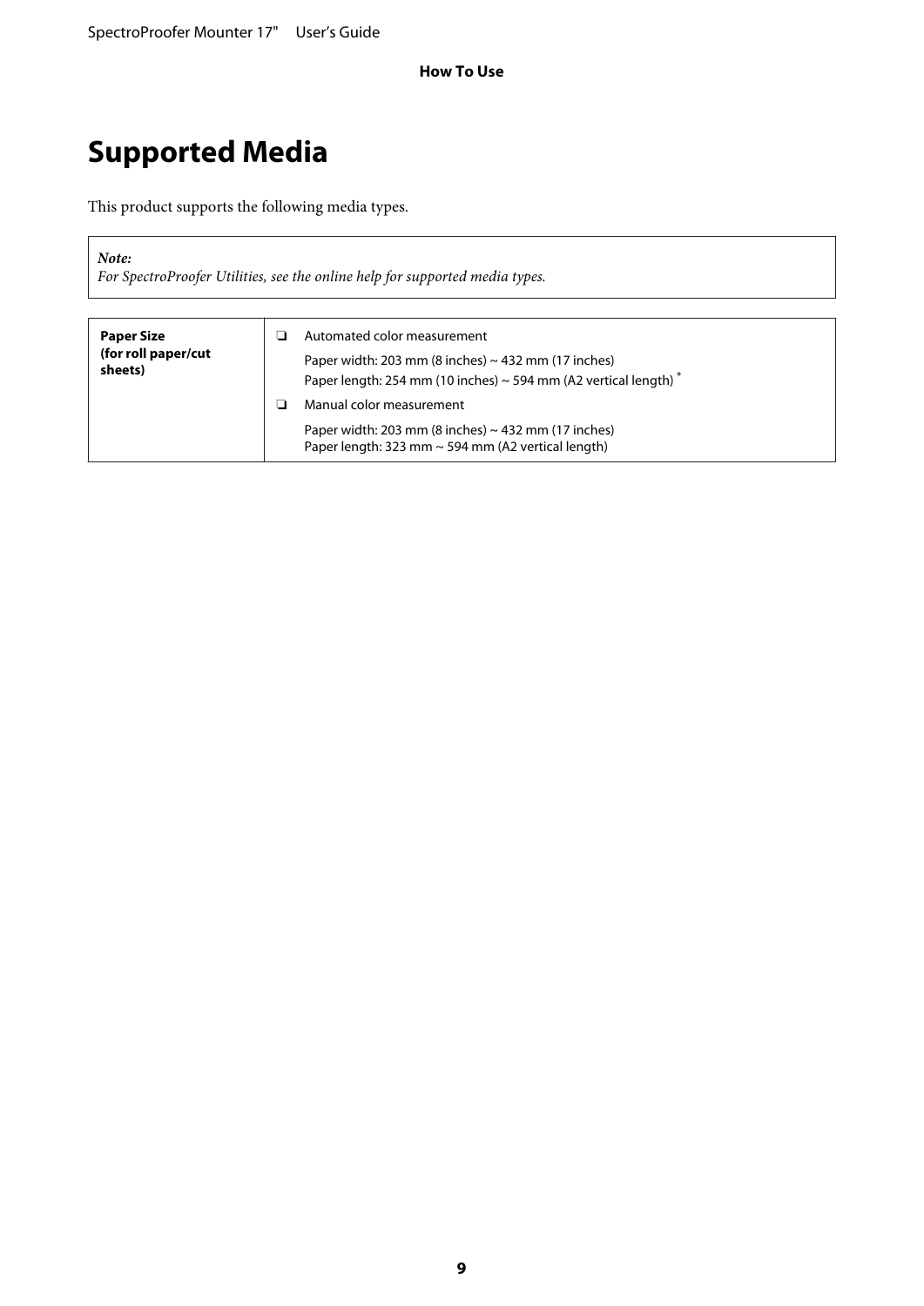# Supported Media

This product supports the following media types.

> *Note:*
> *For SpectroProofer Utilities, see the online help for supported media types.*

| | |
|---|---|
| **Paper Size (for roll paper/cut sheets)** | ❏ Automated color measurement<br>Paper width: 203 mm (8 inches) ~ 432 mm (17 inches)<br>Paper length: 254 mm (10 inches) ~ 594 mm (A2 vertical length) *<br>❏ Manual color measurement<br>Paper width: 203 mm (8 inches) ~ 432 mm (17 inches)<br>Paper length: 323 mm ~ 594 mm (A2 vertical length) |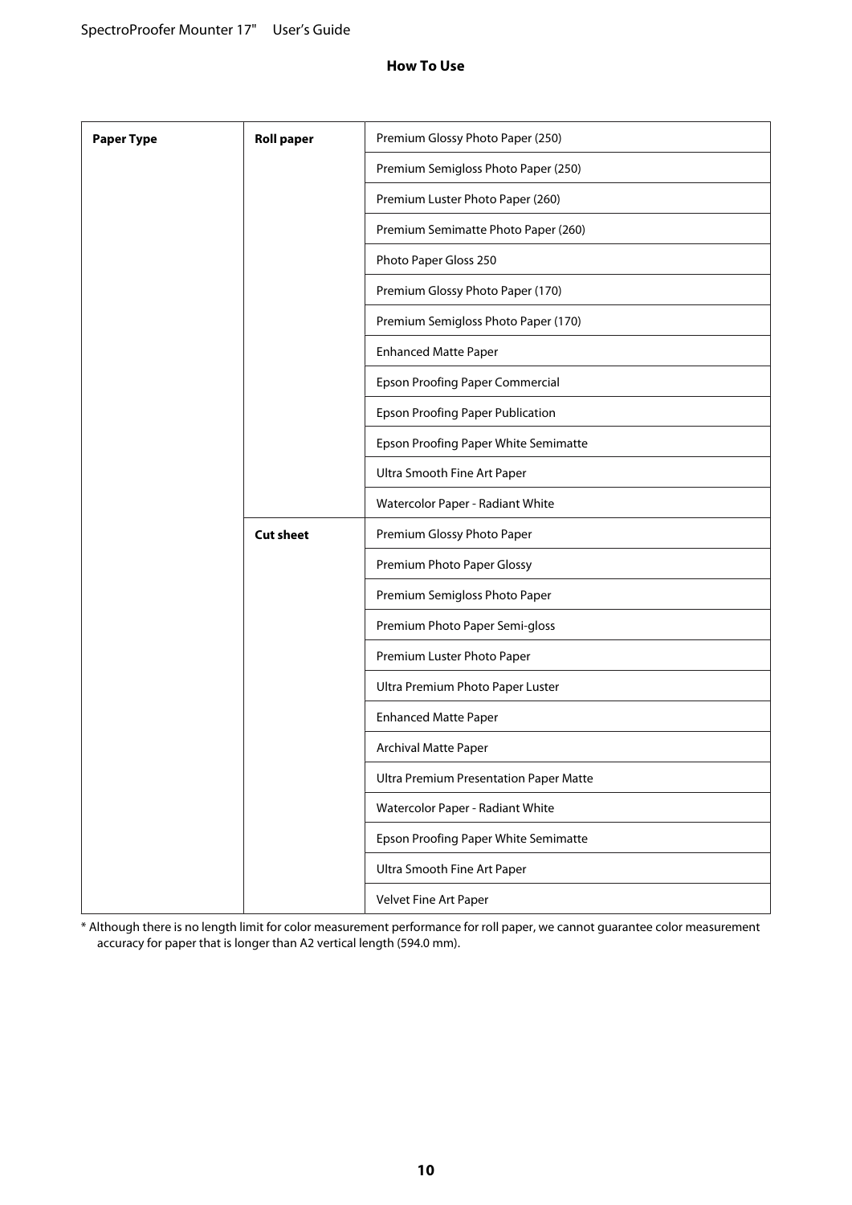| Paper Type | Roll paper | Premium Glossy Photo Paper (250) |
|---|---|---|
| | | Premium Semigloss Photo Paper (250) |
| | | Premium Luster Photo Paper (260) |
| | | Premium Semimatte Photo Paper (260) |
| | | Photo Paper Gloss 250 |
| | | Premium Glossy Photo Paper (170) |
| | | Premium Semigloss Photo Paper (170) |
| | | Enhanced Matte Paper |
| | | Epson Proofing Paper Commercial |
| | | Epson Proofing Paper Publication |
| | | Epson Proofing Paper White Semimatte |
| | | Ultra Smooth Fine Art Paper |
| | | Watercolor Paper - Radiant White |
| | Cut sheet | Premium Glossy Photo Paper |
| | | Premium Photo Paper Glossy |
| | | Premium Semigloss Photo Paper |
| | | Premium Photo Paper Semi-gloss |
| | | Premium Luster Photo Paper |
| | | Ultra Premium Photo Paper Luster |
| | | Enhanced Matte Paper |
| | | Archival Matte Paper |
| | | Ultra Premium Presentation Paper Matte |
| | | Watercolor Paper - Radiant White |
| | | Epson Proofing Paper White Semimatte |
| | | Ultra Smooth Fine Art Paper |
| | | Velvet Fine Art Paper |

* Although there is no length limit for color measurement performance for roll paper, we cannot guarantee color measurement accuracy for paper that is longer than A2 vertical length (594.0 mm).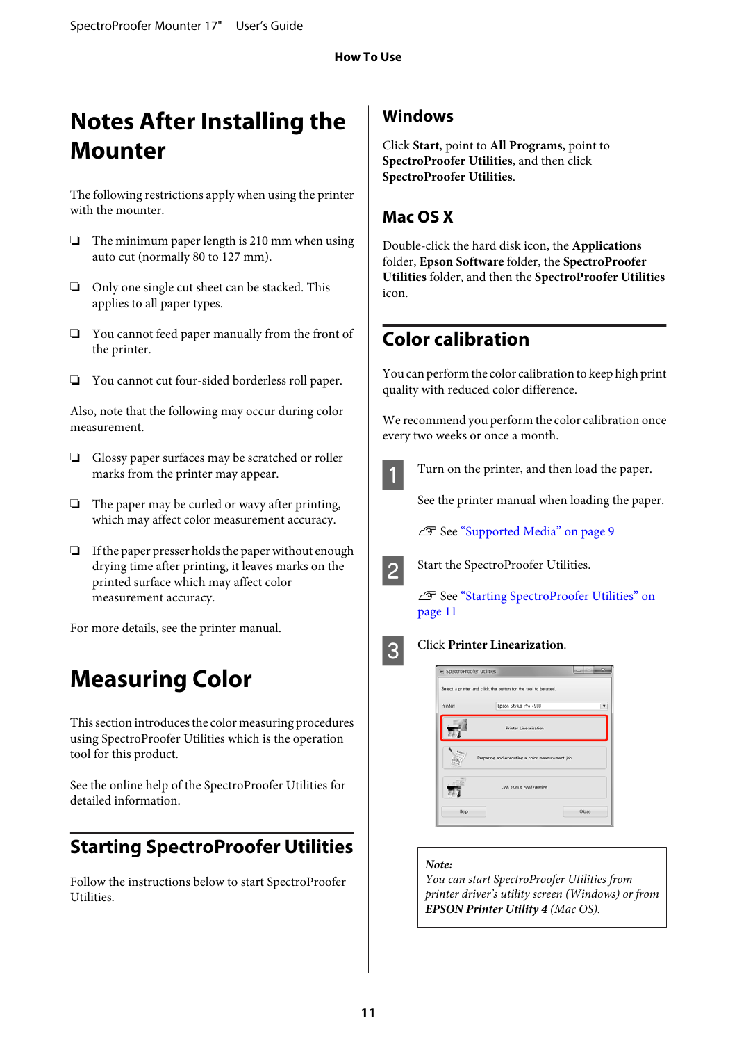# Notes After Installing the Mounter

The following restrictions apply when using the printer with the mounter.

- The minimum paper length is 210 mm when using auto cut (normally 80 to 127 mm).
- Only one single cut sheet can be stacked. This applies to all paper types.
- You cannot feed paper manually from the front of the printer.
- You cannot cut four-sided borderless roll paper.

Also, note that the following may occur during color measurement.

- Glossy paper surfaces may be scratched or roller marks from the printer may appear.
- The paper may be curled or wavy after printing, which may affect color measurement accuracy.
- If the paper presser holds the paper without enough drying time after printing, it leaves marks on the printed surface which may affect color measurement accuracy.

For more details, see the printer manual.

# Measuring Color

This section introduces the color measuring procedures using SpectroProofer Utilities which is the operation tool for this product.

See the online help of the SpectroProofer Utilities for detailed information.

## Starting SpectroProofer Utilities

Follow the instructions below to start SpectroProofer Utilities.

### Windows

Click **Start**, point to **All Programs**, point to **SpectroProofer Utilities**, and then click **SpectroProofer Utilities**.

### Mac OS X

Double-click the hard disk icon, the **Applications** folder, **Epson Software** folder, the **SpectroProofer Utilities** folder, and then the **SpectroProofer Utilities** icon.

## Color calibration

You can perform the color calibration to keep high print quality with reduced color difference.

We recommend you perform the color calibration once every two weeks or once a month.

1. Turn on the printer, and then load the paper.

   See the printer manual when loading the paper.

   ☞ See "Supported Media" on page 9

2. Start the SpectroProofer Utilities.

   ☞ See "Starting SpectroProofer Utilities" on page 11

3. Click **Printer Linearization**.

> ***Note:***
> *You can start SpectroProofer Utilities from printer driver's utility screen (Windows) or from* ***EPSON Printer Utility 4*** *(Mac OS).*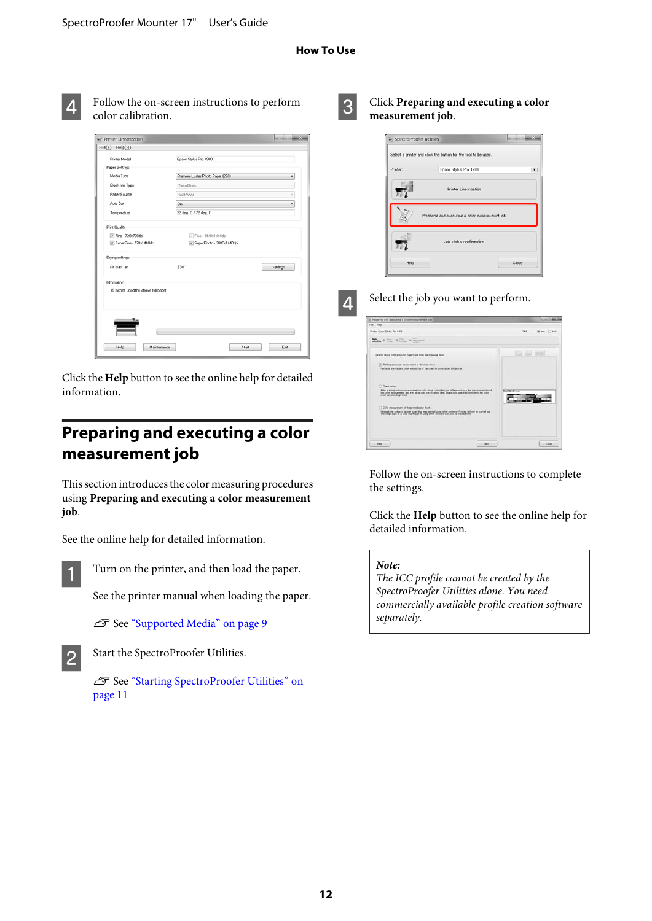4. Follow the on-screen instructions to perform color calibration.

Click the **Help** button to see the online help for detailed information.

## Preparing and executing a color measurement job

This section introduces the color measuring procedures using **Preparing and executing a color measurement job**.

See the online help for detailed information.

1. Turn on the printer, and then load the paper.

   See the printer manual when loading the paper.

   ☞ See "Supported Media" on page 9

2. Start the SpectroProofer Utilities.

   ☞ See "Starting SpectroProofer Utilities" on page 11

3. Click **Preparing and executing a color measurement job**.

4. Select the job you want to perform.

   Follow the on-screen instructions to complete the settings.

   Click the **Help** button to see the online help for detailed information.

> ***Note:***
> *The ICC profile cannot be created by the SpectroProofer Utilities alone. You need commercially available profile creation software separately.*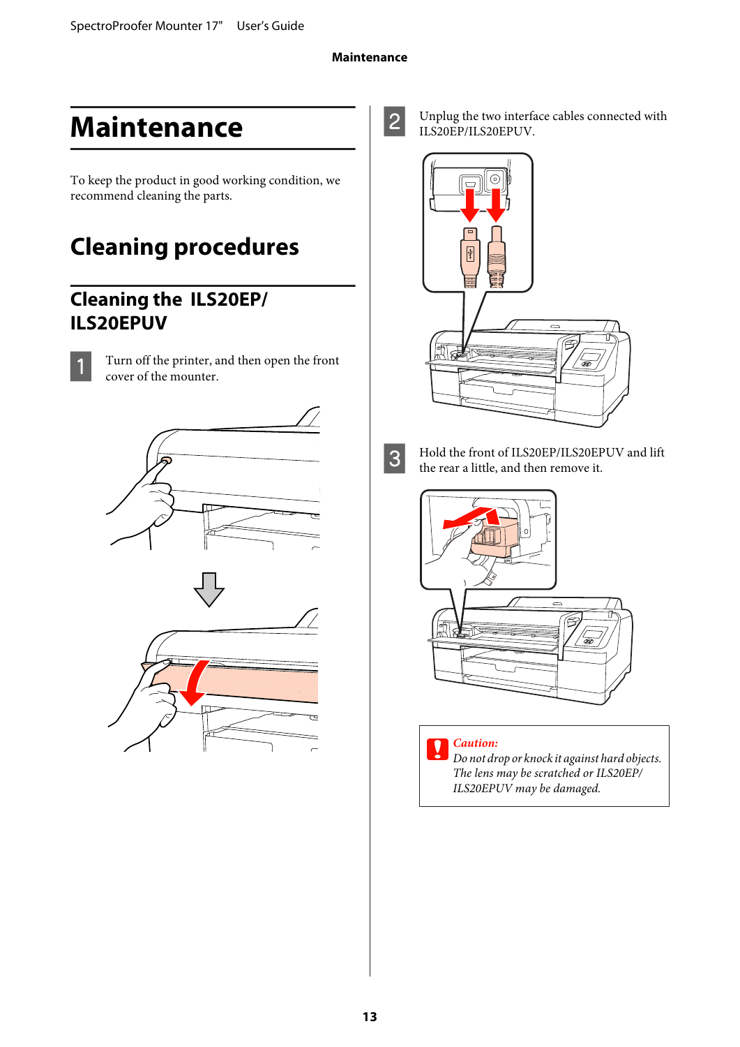# Maintenance

To keep the product in good working condition, we recommend cleaning the parts.

## Cleaning procedures

### Cleaning the ILS20EP/ILS20EPUV

1. Turn off the printer, and then open the front cover of the mounter.

2. Unplug the two interface cables connected with ILS20EP/ILS20EPUV.

3. Hold the front of ILS20EP/ILS20EPUV and lift the rear a little, and then remove it.

> **Caution:**
> *Do not drop or knock it against hard objects. The lens may be scratched or ILS20EP/ILS20EPUV may be damaged.*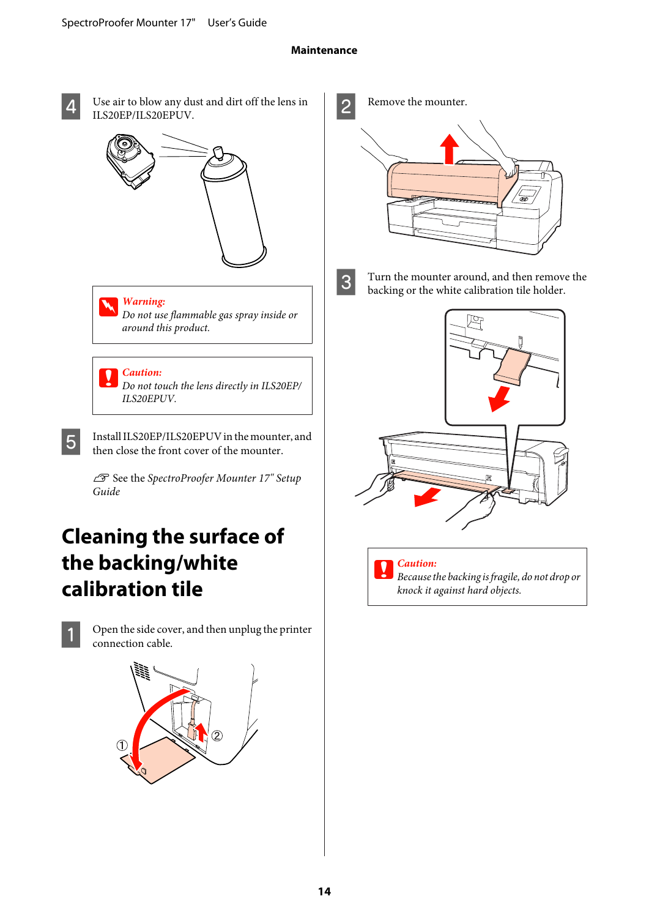4. Use air to blow any dust and dirt off the lens in ILS20EP/ILS20EPUV.

> **Warning:**
> *Do not use flammable gas spray inside or around this product.*

> **Caution:**
> *Do not touch the lens directly in ILS20EP/ILS20EPUV.*

5. Install ILS20EP/ILS20EPUV in the mounter, and then close the front cover of the mounter.

   ☞ See the *SpectroProofer Mounter 17" Setup Guide*

## Cleaning the surface of the backing/white calibration tile

1. Open the side cover, and then unplug the printer connection cable.

2. Remove the mounter.

3. Turn the mounter around, and then remove the backing or the white calibration tile holder.

> **Caution:**
> *Because the backing is fragile, do not drop or knock it against hard objects.*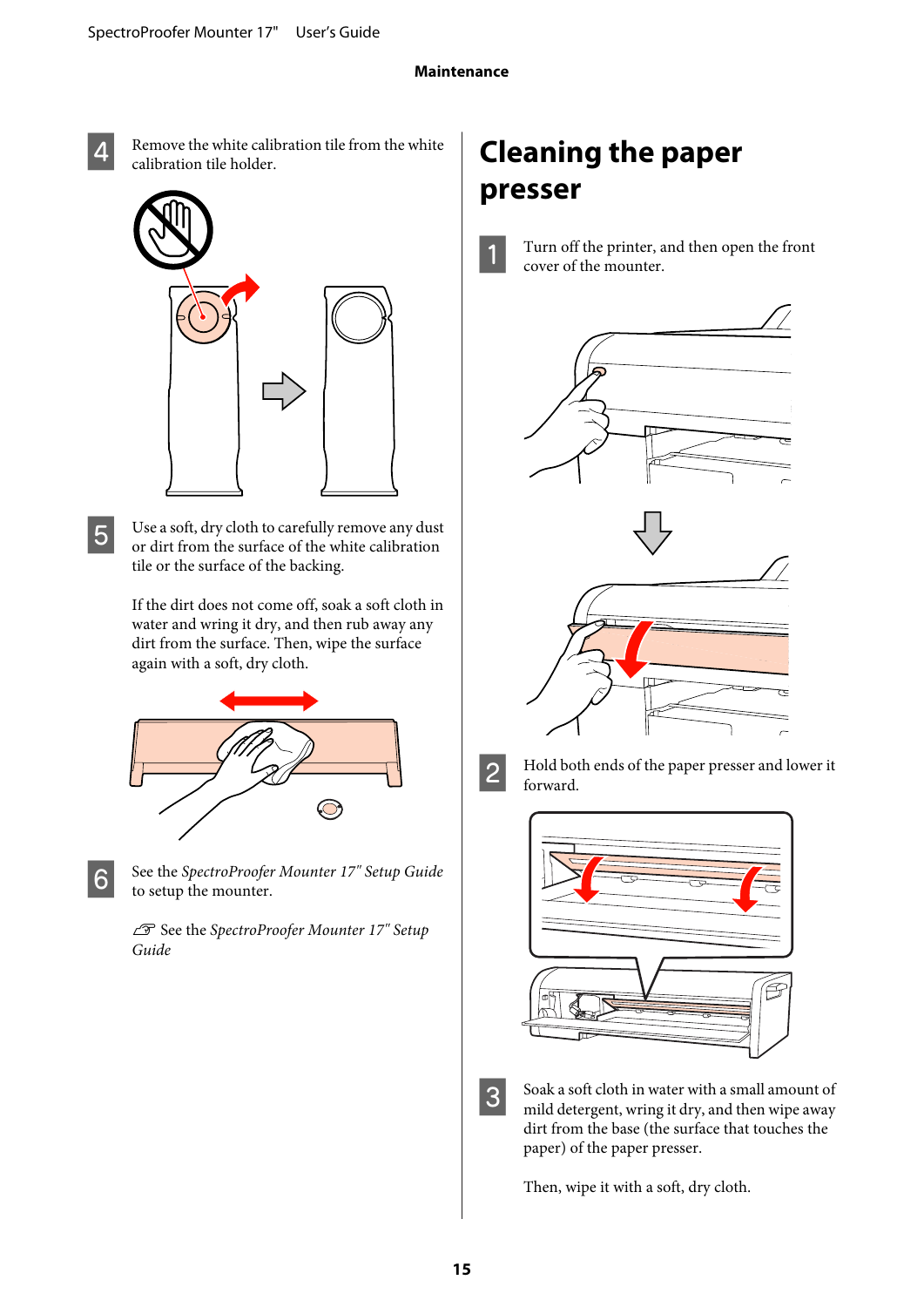4. Remove the white calibration tile from the white calibration tile holder.

5. Use a soft, dry cloth to carefully remove any dust or dirt from the surface of the white calibration tile or the surface of the backing.

   If the dirt does not come off, soak a soft cloth in water and wring it dry, and then rub away any dirt from the surface. Then, wipe the surface again with a soft, dry cloth.

6. See the *SpectroProofer Mounter 17" Setup Guide* to setup the mounter.

   ☞ See the *SpectroProofer Mounter 17" Setup Guide*

## Cleaning the paper presser

1. Turn off the printer, and then open the front cover of the mounter.

2. Hold both ends of the paper presser and lower it forward.

3. Soak a soft cloth in water with a small amount of mild detergent, wring it dry, and then wipe away dirt from the base (the surface that touches the paper) of the paper presser.

   Then, wipe it with a soft, dry cloth.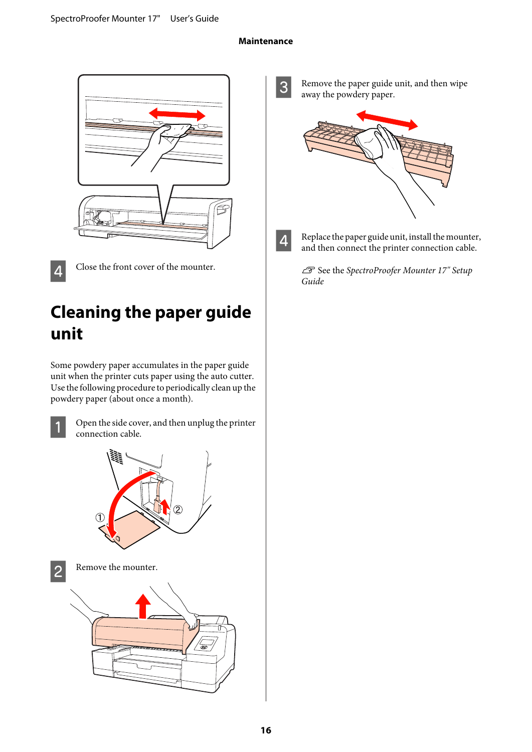4. Close the front cover of the mounter.

## Cleaning the paper guide unit

Some powdery paper accumulates in the paper guide unit when the printer cuts paper using the auto cutter. Use the following procedure to periodically clean up the powdery paper (about once a month).

1. Open the side cover, and then unplug the printer connection cable.

2. Remove the mounter.

3. Remove the paper guide unit, and then wipe away the powdery paper.

4. Replace the paper guide unit, install the mounter, and then connect the printer connection cable.

   ☞ See the *SpectroProofer Mounter 17" Setup Guide*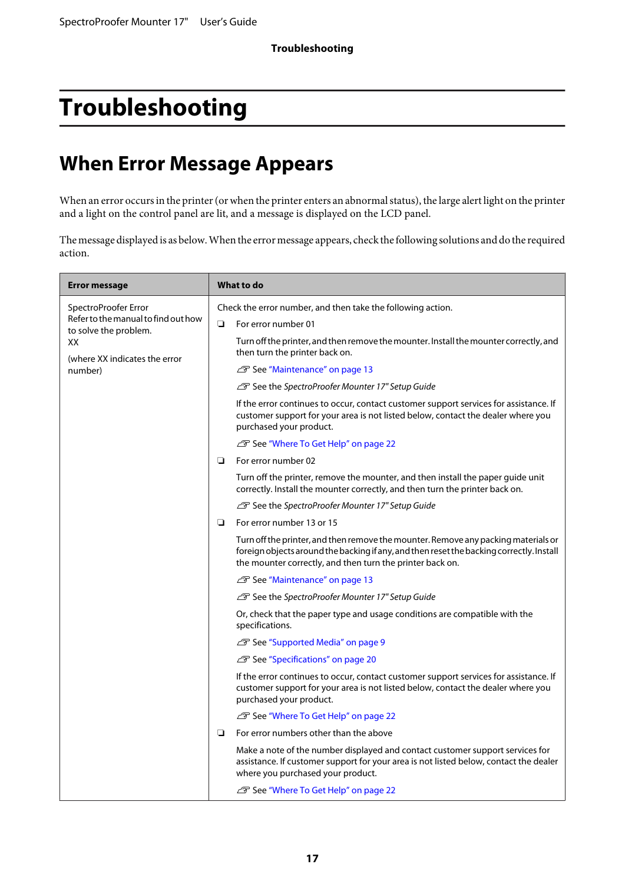# Troubleshooting

## When Error Message Appears

When an error occurs in the printer (or when the printer enters an abnormal status), the large alert light on the printer and a light on the control panel are lit, and a message is displayed on the LCD panel.

The message displayed is as below. When the error message appears, check the following solutions and do the required action.

| Error message | What to do |
|---|---|
| SpectroProofer Error<br>Refer to the manual to find out how to solve the problem.<br>XX<br><br>(where XX indicates the error number) | Check the error number, and then take the following action.<br><br>❏ For error number 01<br><br>Turn off the printer, and then remove the mounter. Install the mounter correctly, and then turn the printer back on.<br><br>☞ See "Maintenance" on page 13<br><br>☞ See the *SpectroProofer Mounter 17" Setup Guide*<br><br>If the error continues to occur, contact customer support services for assistance. If customer support for your area is not listed below, contact the dealer where you purchased your product.<br><br>☞ See "Where To Get Help" on page 22<br><br>❏ For error number 02<br><br>Turn off the printer, remove the mounter, and then install the paper guide unit correctly. Install the mounter correctly, and then turn the printer back on.<br><br>☞ See the *SpectroProofer Mounter 17" Setup Guide*<br><br>❏ For error number 13 or 15<br><br>Turn off the printer, and then remove the mounter. Remove any packing materials or foreign objects around the backing if any, and then reset the backing correctly. Install the mounter correctly, and then turn the printer back on.<br><br>☞ See "Maintenance" on page 13<br><br>☞ See the *SpectroProofer Mounter 17" Setup Guide*<br><br>Or, check that the paper type and usage conditions are compatible with the specifications.<br><br>☞ See "Supported Media" on page 9<br><br>☞ See "Specifications" on page 20<br><br>If the error continues to occur, contact customer support services for assistance. If customer support for your area is not listed below, contact the dealer where you purchased your product.<br><br>☞ See "Where To Get Help" on page 22<br><br>❏ For error numbers other than the above<br><br>Make a note of the number displayed and contact customer support services for assistance. If customer support for your area is not listed below, contact the dealer where you purchased your product.<br><br>☞ See "Where To Get Help" on page 22 |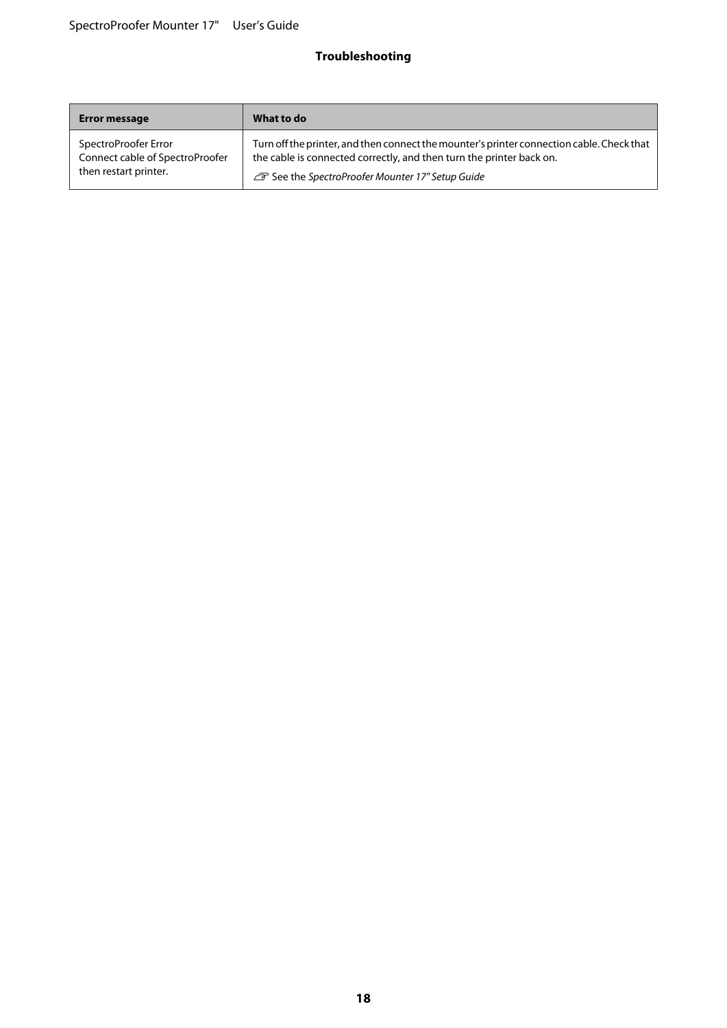| Error message | What to do |
|---|---|
| SpectroProofer Error<br>Connect cable of SpectroProofer then restart printer. | Turn off the printer, and then connect the mounter's printer connection cable. Check that the cable is connected correctly, and then turn the printer back on.<br>☞ See the *SpectroProofer Mounter 17" Setup Guide* |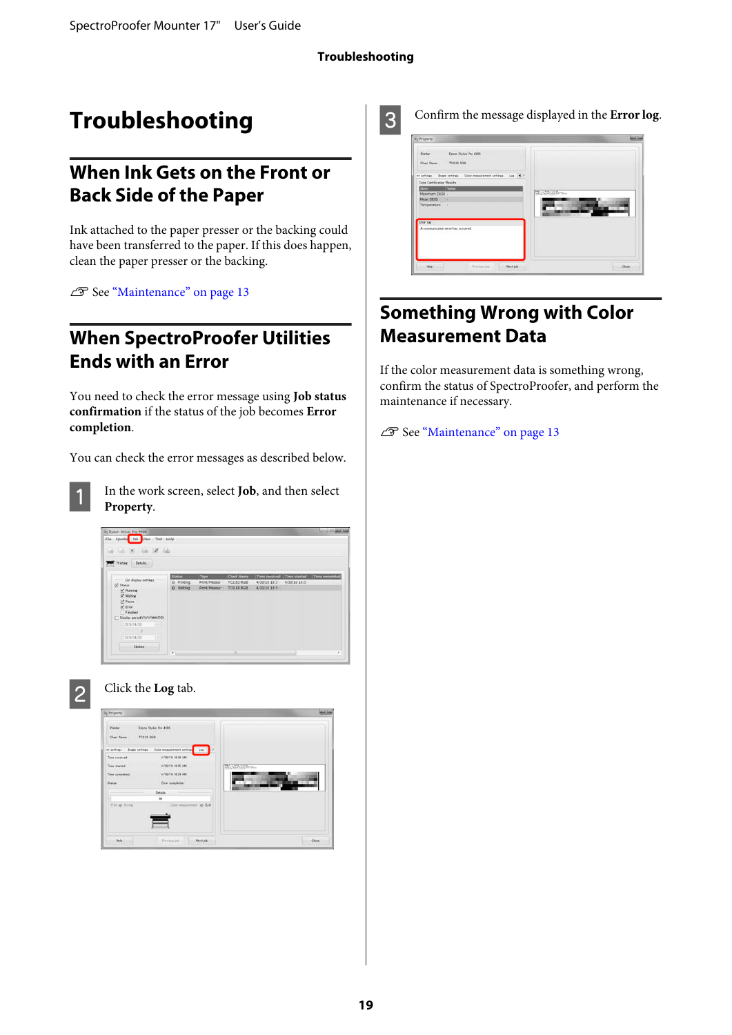# Troubleshooting

## When Ink Gets on the Front or Back Side of the Paper

Ink attached to the paper presser or the backing could have been transferred to the paper. If this does happen, clean the paper presser or the backing.

☞ See "Maintenance" on page 13

## When SpectroProofer Utilities Ends with an Error

You need to check the error message using **Job status confirmation** if the status of the job becomes **Error completion**.

You can check the error messages as described below.

1. In the work screen, select **Job**, and then select **Property**.

2. Click the **Log** tab.

3. Confirm the message displayed in the **Error log**.

## Something Wrong with Color Measurement Data

If the color measurement data is something wrong, confirm the status of SpectroProofer, and perform the maintenance if necessary.

☞ See "Maintenance" on page 13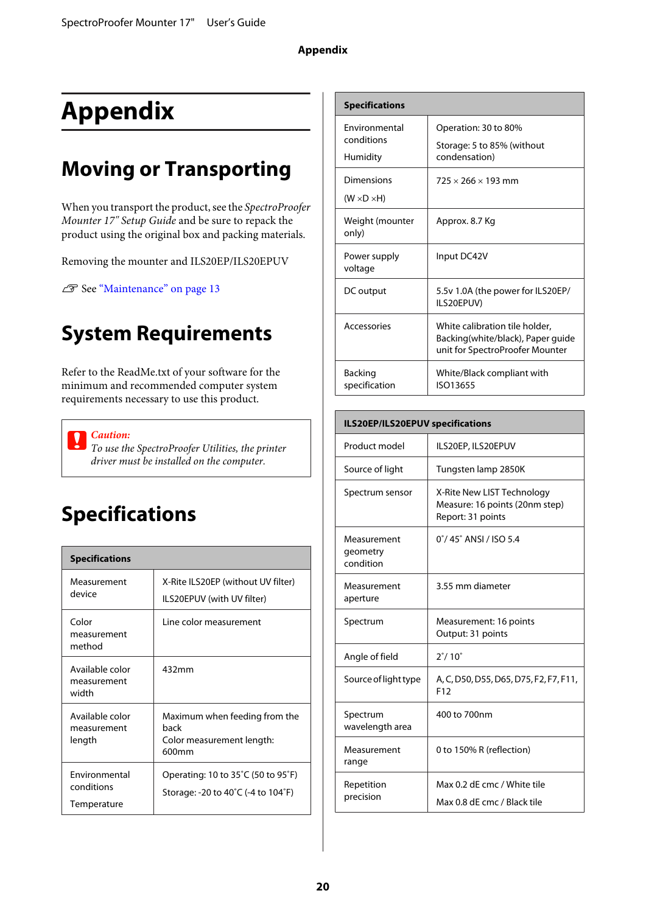# Appendix

## Moving or Transporting

When you transport the product, see the *SpectroProofer Mounter 17" Setup Guide* and be sure to repack the product using the original box and packing materials.

Removing the mounter and ILS20EP/ILS20EPUV

☞ See "Maintenance" on page 13

## System Requirements

Refer to the ReadMe.txt of your software for the minimum and recommended computer system requirements necessary to use this product.

> **Caution:**
> *To use the SpectroProofer Utilities, the printer driver must be installed on the computer.*

## Specifications

| Specifications | |
|---|---|
| Measurement device | X-Rite ILS20EP (without UV filter)<br>ILS20EPUV (with UV filter) |
| Color measurement method | Line color measurement |
| Available color measurement width | 432mm |
| Available color measurement length | Maximum when feeding from the back<br>Color measurement length: 600mm |
| Environmental conditions<br>Temperature | Operating: 10 to 35˚C (50 to 95˚F)<br>Storage: -20 to 40˚C (-4 to 104˚F) |
| Environmental conditions<br>Humidity | Operation: 30 to 80%<br>Storage: 5 to 85% (without condensation) |
| Dimensions<br>(W ×D ×H) | 725 × 266 × 193 mm |
| Weight (mounter only) | Approx. 8.7 Kg |
| Power supply voltage | Input DC42V |
| DC output | 5.5v 1.0A (the power for ILS20EP/ILS20EPUV) |
| Accessories | White calibration tile holder, Backing(white/black), Paper guide unit for SpectroProofer Mounter |
| Backing specification | White/Black compliant with ISO13655 |

| ILS20EP/ILS20EPUV specifications | |
|---|---|
| Product model | ILS20EP, ILS20EPUV |
| Source of light | Tungsten lamp 2850K |
| Spectrum sensor | X-Rite New LIST Technology<br>Measure: 16 points (20nm step)<br>Report: 31 points |
| Measurement geometry condition | 0˚/ 45˚ ANSI / ISO 5.4 |
| Measurement aperture | 3.55 mm diameter |
| Spectrum | Measurement: 16 points<br>Output: 31 points |
| Angle of field | 2˚/ 10˚ |
| Source of light type | A, C, D50, D55, D65, D75, F2, F7, F11, F12 |
| Spectrum wavelength area | 400 to 700nm |
| Measurement range | 0 to 150% R (reflection) |
| Repetition precision | Max 0.2 dE cmc / White tile<br>Max 0.8 dE cmc / Black tile |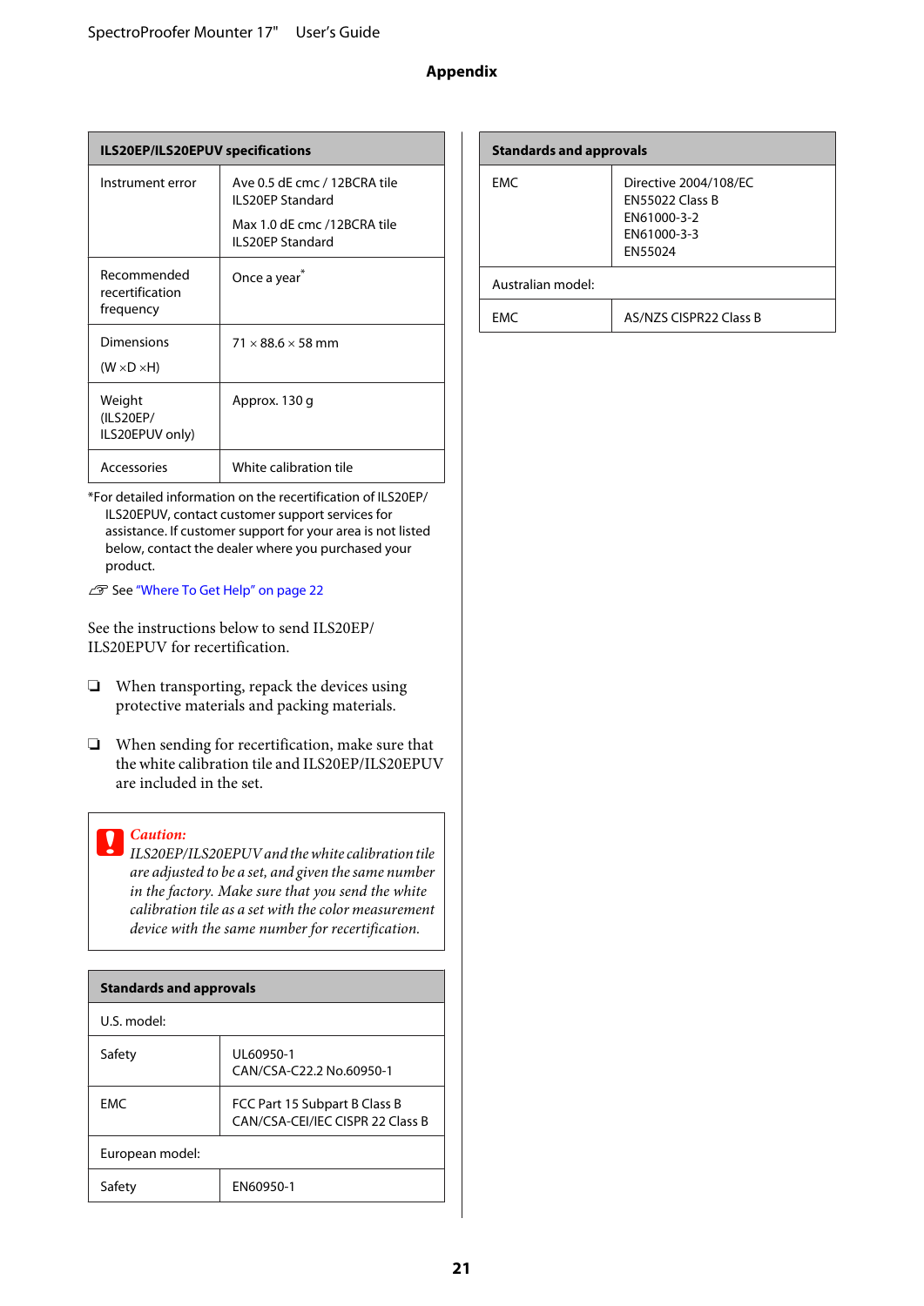## Appendix

| ILS20EP/ILS20EPUV specifications | |
|---|---|
| Instrument error | Ave 0.5 dE cmc / 12BCRA tile ILS20EP Standard<br><br>Max 1.0 dE cmc /12BCRA tile ILS20EP Standard |
| Recommended recertification frequency | Once a year* |
| Dimensions<br><br>(W ×D ×H) | 71 × 88.6 × 58 mm |
| Weight (ILS20EP/ ILS20EPUV only) | Approx. 130 g |
| Accessories | White calibration tile |

*For detailed information on the recertification of ILS20EP/ILS20EPUV, contact customer support services for assistance. If customer support for your area is not listed below, contact the dealer where you purchased your product.

☞ See "Where To Get Help" on page 22

See the instructions below to send ILS20EP/ILS20EPUV for recertification.

- When transporting, repack the devices using protective materials and packing materials.
- When sending for recertification, make sure that the white calibration tile and ILS20EP/ILS20EPUV are included in the set.

> **Caution:**
> *ILS20EP/ILS20EPUV and the white calibration tile are adjusted to be a set, and given the same number in the factory. Make sure that you send the white calibration tile as a set with the color measurement device with the same number for recertification.*

| Standards and approvals | |
|---|---|
| U.S. model: | |
| Safety | UL60950-1<br>CAN/CSA-C22.2 No.60950-1 |
| EMC | FCC Part 15 Subpart B Class B<br>CAN/CSA-CEI/IEC CISPR 22 Class B |
| European model: | |
| Safety | EN60950-1 |
| EMC | Directive 2004/108/EC<br>EN55022 Class B<br>EN61000-3-2<br>EN61000-3-3<br>EN55024 |
| Australian model: | |
| EMC | AS/NZS CISPR22 Class B |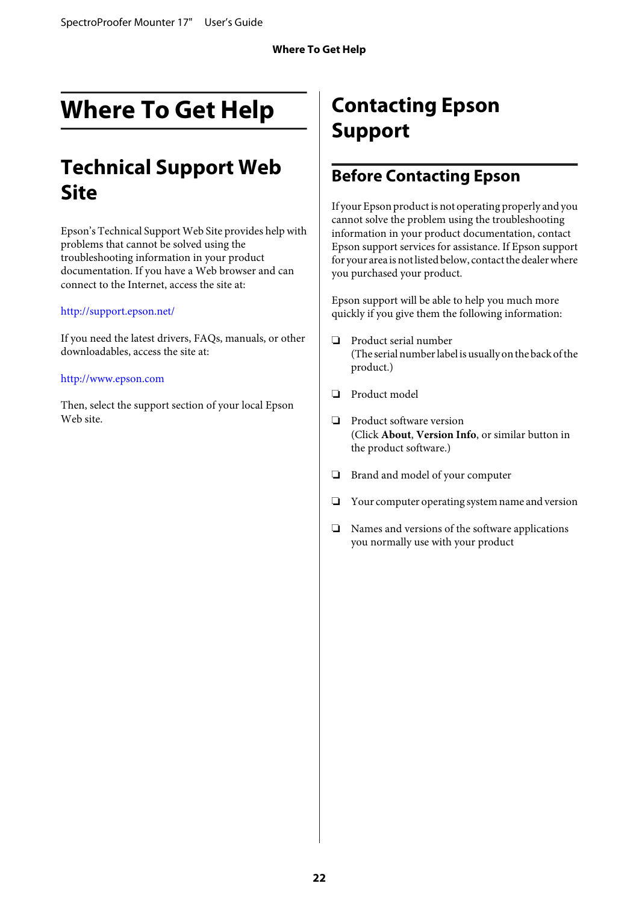# Where To Get Help

## Technical Support Web Site

Epson's Technical Support Web Site provides help with problems that cannot be solved using the troubleshooting information in your product documentation. If you have a Web browser and can connect to the Internet, access the site at:

http://support.epson.net/

If you need the latest drivers, FAQs, manuals, or other downloadables, access the site at:

http://www.epson.com

Then, select the support section of your local Epson Web site.

## Contacting Epson Support

### Before Contacting Epson

If your Epson product is not operating properly and you cannot solve the problem using the troubleshooting information in your product documentation, contact Epson support services for assistance. If Epson support for your area is not listed below, contact the dealer where you purchased your product.

Epson support will be able to help you much more quickly if you give them the following information:

- Product serial number
  (The serial number label is usually on the back of the product.)
- Product model
- Product software version
  (Click **About**, **Version Info**, or similar button in the product software.)
- Brand and model of your computer
- Your computer operating system name and version
- Names and versions of the software applications you normally use with your product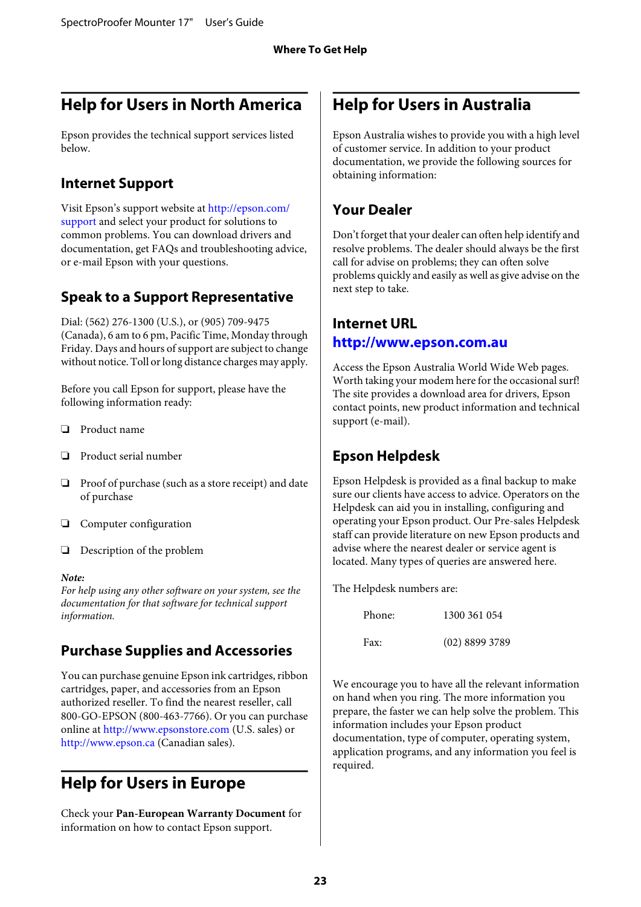# Help for Users in North America

Epson provides the technical support services listed below.

## Internet Support

Visit Epson's support website at http://epson.com/support and select your product for solutions to common problems. You can download drivers and documentation, get FAQs and troubleshooting advice, or e-mail Epson with your questions.

## Speak to a Support Representative

Dial: (562) 276-1300 (U.S.), or (905) 709-9475 (Canada), 6 am to 6 pm, Pacific Time, Monday through Friday. Days and hours of support are subject to change without notice. Toll or long distance charges may apply.

Before you call Epson for support, please have the following information ready:

- Product name
- Product serial number
- Proof of purchase (such as a store receipt) and date of purchase
- Computer configuration
- Description of the problem

***Note:***
*For help using any other software on your system, see the documentation for that software for technical support information.*

## Purchase Supplies and Accessories

You can purchase genuine Epson ink cartridges, ribbon cartridges, paper, and accessories from an Epson authorized reseller. To find the nearest reseller, call 800-GO-EPSON (800-463-7766). Or you can purchase online at http://www.epsonstore.com (U.S. sales) or http://www.epson.ca (Canadian sales).

# Help for Users in Europe

Check your **Pan-European Warranty Document** for information on how to contact Epson support.

# Help for Users in Australia

Epson Australia wishes to provide you with a high level of customer service. In addition to your product documentation, we provide the following sources for obtaining information:

## Your Dealer

Don't forget that your dealer can often help identify and resolve problems. The dealer should always be the first call for advise on problems; they can often solve problems quickly and easily as well as give advise on the next step to take.

## Internet URL http://www.epson.com.au

Access the Epson Australia World Wide Web pages. Worth taking your modem here for the occasional surf! The site provides a download area for drivers, Epson contact points, new product information and technical support (e-mail).

## Epson Helpdesk

Epson Helpdesk is provided as a final backup to make sure our clients have access to advice. Operators on the Helpdesk can aid you in installing, configuring and operating your Epson product. Our Pre-sales Helpdesk staff can provide literature on new Epson products and advise where the nearest dealer or service agent is located. Many types of queries are answered here.

The Helpdesk numbers are:

| | |
|---|---|
| Phone: | 1300 361 054 |
| Fax: | (02) 8899 3789 |

We encourage you to have all the relevant information on hand when you ring. The more information you prepare, the faster we can help solve the problem. This information includes your Epson product documentation, type of computer, operating system, application programs, and any information you feel is required.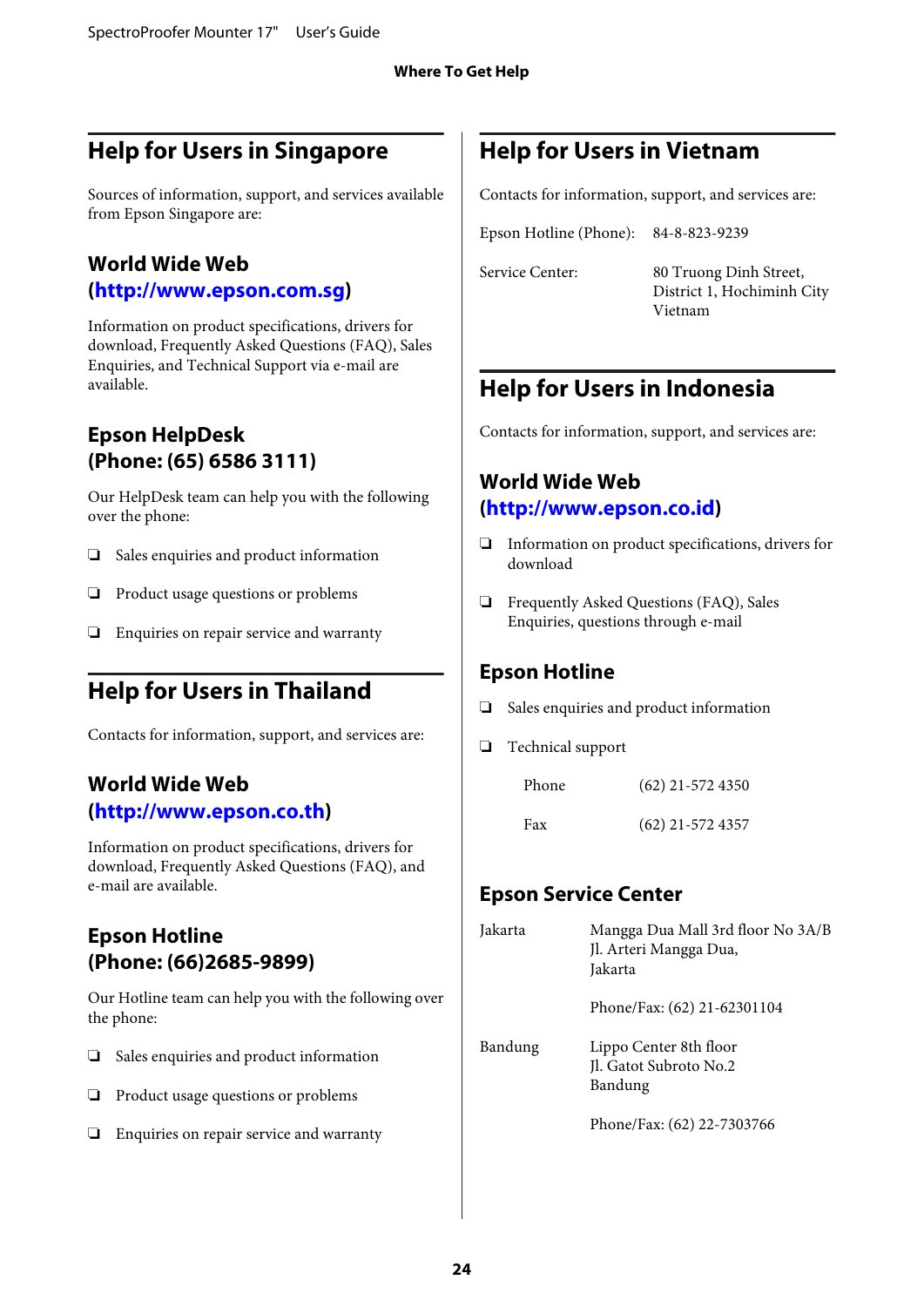## Help for Users in Singapore

Sources of information, support, and services available from Epson Singapore are:

### World Wide Web (http://www.epson.com.sg)

Information on product specifications, drivers for download, Frequently Asked Questions (FAQ), Sales Enquiries, and Technical Support via e-mail are available.

### Epson HelpDesk (Phone: (65) 6586 3111)

Our HelpDesk team can help you with the following over the phone:

- Sales enquiries and product information
- Product usage questions or problems
- Enquiries on repair service and warranty

## Help for Users in Thailand

Contacts for information, support, and services are:

### World Wide Web (http://www.epson.co.th)

Information on product specifications, drivers for download, Frequently Asked Questions (FAQ), and e-mail are available.

### Epson Hotline (Phone: (66)2685-9899)

Our Hotline team can help you with the following over the phone:

- Sales enquiries and product information
- Product usage questions or problems
- Enquiries on repair service and warranty

## Help for Users in Vietnam

Contacts for information, support, and services are:

| | |
|---|---|
| Epson Hotline (Phone): | 84-8-823-9239 |
| Service Center: | 80 Truong Dinh Street, District 1, Hochiminh City Vietnam |

## Help for Users in Indonesia

Contacts for information, support, and services are:

### World Wide Web (http://www.epson.co.id)

- Information on product specifications, drivers for download
- Frequently Asked Questions (FAQ), Sales Enquiries, questions through e-mail

### Epson Hotline

- Sales enquiries and product information
- Technical support

| | |
|---|---|
| Phone | (62) 21-572 4350 |
| Fax | (62) 21-572 4357 |

### Epson Service Center

| | |
|---|---|
| Jakarta | Mangga Dua Mall 3rd floor No 3A/B Jl. Arteri Mangga Dua, Jakarta<br><br>Phone/Fax: (62) 21-62301104 |
| Bandung | Lippo Center 8th floor Jl. Gatot Subroto No.2 Bandung<br><br>Phone/Fax: (62) 22-7303766 |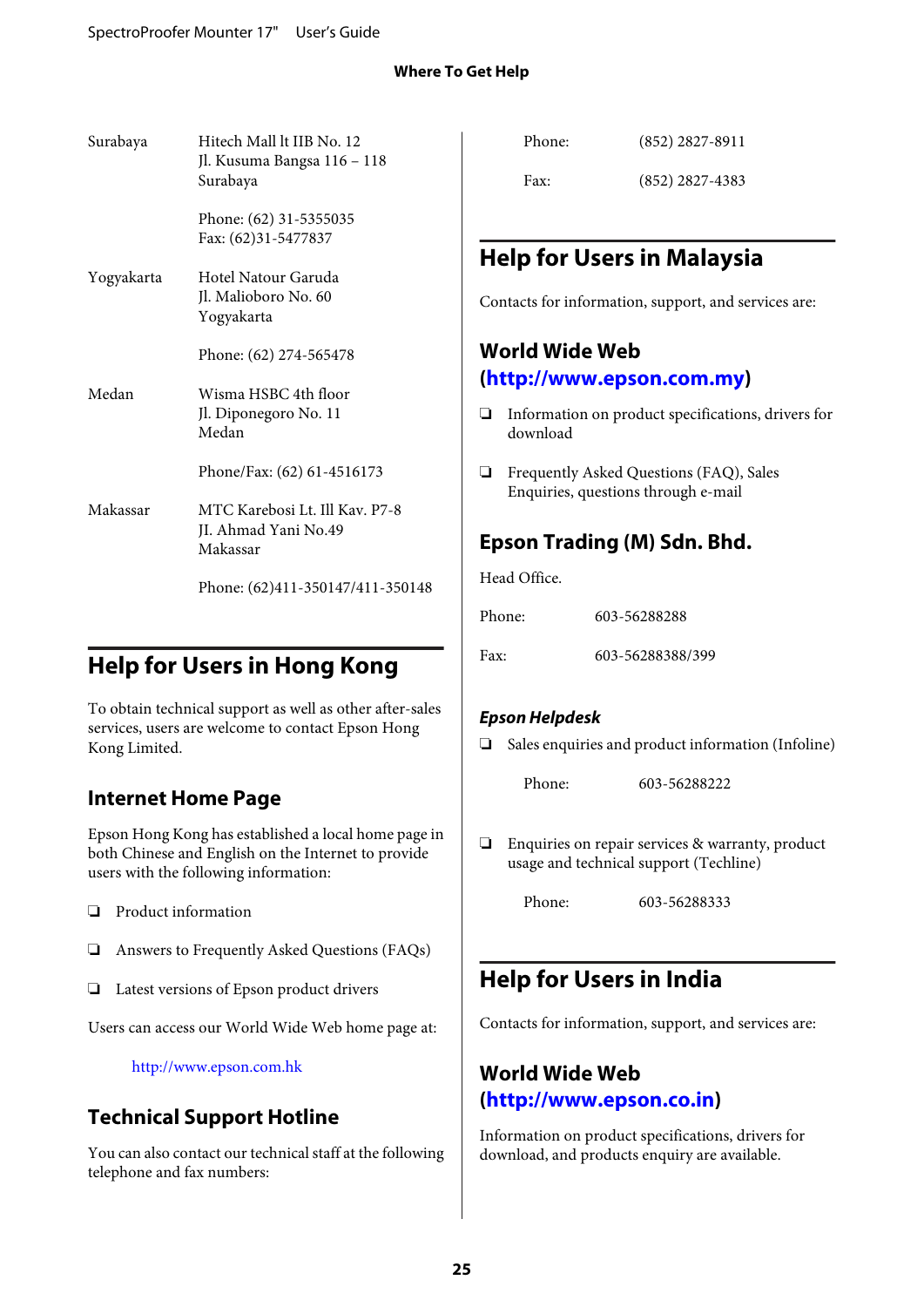| | |
|---|---|
| Surabaya | Hitech Mall lt IIB No. 12<br>Jl. Kusuma Bangsa 116 – 118<br>Surabaya<br><br>Phone: (62) 31-5355035<br>Fax: (62)31-5477837 |
| Yogyakarta | Hotel Natour Garuda<br>Jl. Malioboro No. 60<br>Yogyakarta<br><br>Phone: (62) 274-565478 |
| Medan | Wisma HSBC 4th floor<br>Jl. Diponegoro No. 11<br>Medan<br><br>Phone/Fax: (62) 61-4516173 |
| Makassar | MTC Karebosi Lt. Ill Kav. P7-8<br>JI. Ahmad Yani No.49<br>Makassar<br><br>Phone: (62)411-350147/411-350148 |

## Help for Users in Hong Kong

To obtain technical support as well as other after-sales services, users are welcome to contact Epson Hong Kong Limited.

### Internet Home Page

Epson Hong Kong has established a local home page in both Chinese and English on the Internet to provide users with the following information:

- ❏ Product information
- ❏ Answers to Frequently Asked Questions (FAQs)
- ❏ Latest versions of Epson product drivers

Users can access our World Wide Web home page at:

http://www.epson.com.hk

### Technical Support Hotline

You can also contact our technical staff at the following telephone and fax numbers:

| | |
|---|---|
| Phone: | (852) 2827-8911 |
| Fax: | (852) 2827-4383 |

## Help for Users in Malaysia

Contacts for information, support, and services are:

### World Wide Web (http://www.epson.com.my)

- ❏ Information on product specifications, drivers for download
- ❏ Frequently Asked Questions (FAQ), Sales Enquiries, questions through e-mail

### Epson Trading (M) Sdn. Bhd.

Head Office.

| | |
|---|---|
| Phone: | 603-56288288 |
| Fax: | 603-56288388/399 |

#### *Epson Helpdesk*

- ❏ Sales enquiries and product information (Infoline)

  Phone: 603-56288222

- ❏ Enquiries on repair services & warranty, product usage and technical support (Techline)

  Phone: 603-56288333

## Help for Users in India

Contacts for information, support, and services are:

### World Wide Web (http://www.epson.co.in)

Information on product specifications, drivers for download, and products enquiry are available.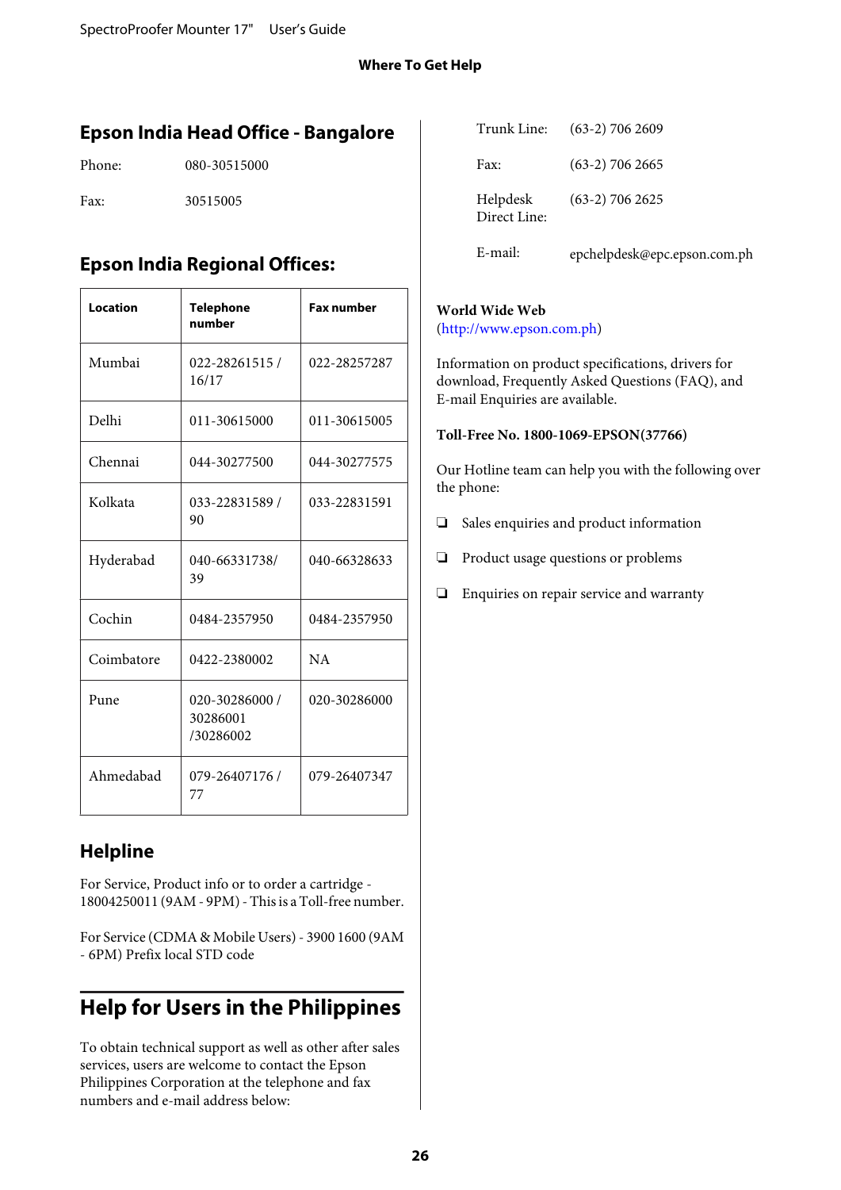## Epson India Head Office - Bangalore

Phone: 080-30515000

Fax: 30515005

## Epson India Regional Offices:

| Location | Telephone number | Fax number |
|---|---|---|
| Mumbai | 022-28261515 / 16/17 | 022-28257287 |
| Delhi | 011-30615000 | 011-30615005 |
| Chennai | 044-30277500 | 044-30277575 |
| Kolkata | 033-22831589 / 90 | 033-22831591 |
| Hyderabad | 040-66331738/ 39 | 040-66328633 |
| Cochin | 0484-2357950 | 0484-2357950 |
| Coimbatore | 0422-2380002 | NA |
| Pune | 020-30286000 / 30286001 /30286002 | 020-30286000 |
| Ahmedabad | 079-26407176 / 77 | 079-26407347 |

## Helpline

For Service, Product info or to order a cartridge - 18004250011 (9AM - 9PM) - This is a Toll-free number.

For Service (CDMA & Mobile Users) - 3900 1600 (9AM - 6PM) Prefix local STD code

# Help for Users in the Philippines

To obtain technical support as well as other after sales services, users are welcome to contact the Epson Philippines Corporation at the telephone and fax numbers and e-mail address below:

Trunk Line: (63-2) 706 2609

Fax: (63-2) 706 2665

Helpdesk Direct Line: (63-2) 706 2625

E-mail: epchelpdesk@epc.epson.com.ph

**World Wide Web**
(http://www.epson.com.ph)

Information on product specifications, drivers for download, Frequently Asked Questions (FAQ), and E-mail Enquiries are available.

**Toll-Free No. 1800-1069-EPSON(37766)**

Our Hotline team can help you with the following over the phone:

- Sales enquiries and product information
- Product usage questions or problems
- Enquiries on repair service and warranty